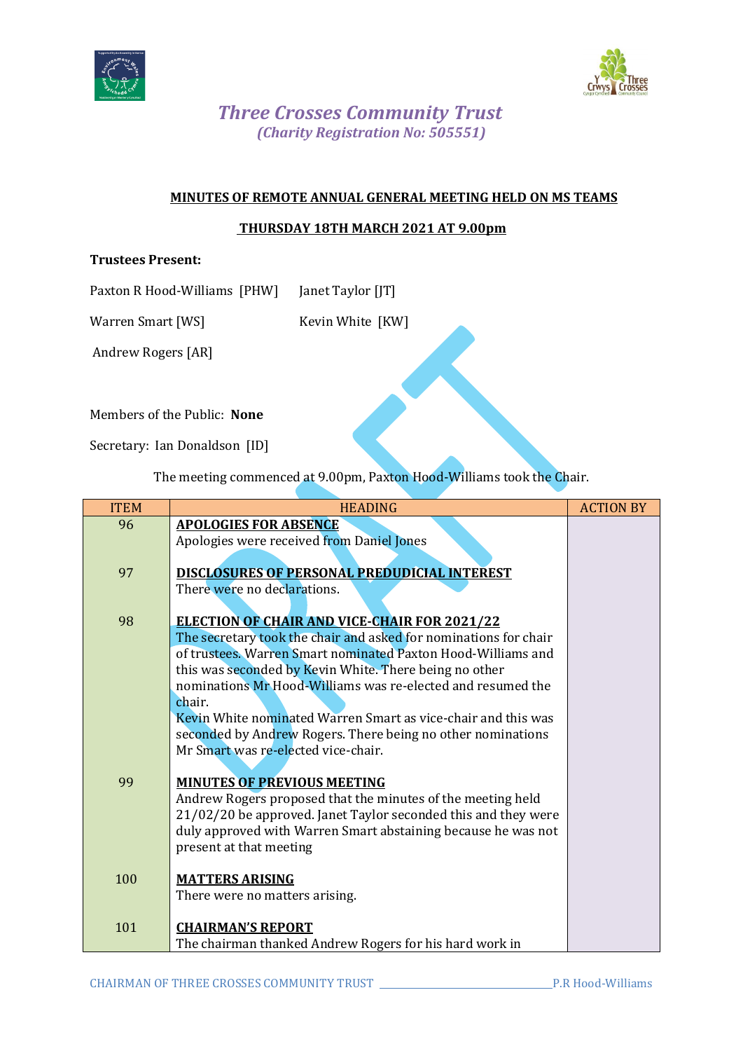# *Three Crosses Community Trust*

*(Charity Registration No: 505551)*

**MINUTES OF REMOTE ANNUAL GENERAL MEETING HELD ON MS TEAMS**

**THURSDAY 18TH MARCH 2021 AT 9.00pm**

**Trustees Present:**

Paxton R Hood-Williams [PHW] Janet Taylor [JT]

Warren Smart [WS] Kevin White [KW]

Andrew Rogers [AR]

Members of the Public: **None**

Secretary: Ian Donaldson [ID]

The meeting commenced at 9.00pm, Paxton Hood-Williams took the Chair.

| ITEM | HEADING | ACTION BY |
|---|---|---|
| 96 | **APOLOGIES FOR ABSENCE**<br>Apologies were received from Daniel Jones | |
| 97 | **DISCLOSURES OF PERSONAL PREDUDICIAL INTEREST**<br>There were no declarations. | |
| 98 | **ELECTION OF CHAIR AND VICE-CHAIR FOR 2021/22**<br>The secretary took the chair and asked for nominations for chair of trustees. Warren Smart nominated Paxton Hood-Williams and this was seconded by Kevin White. There being no other nominations Mr Hood-Williams was re-elected and resumed the chair.<br>Kevin White nominated Warren Smart as vice-chair and this was seconded by Andrew Rogers. There being no other nominations Mr Smart was re-elected vice-chair. | |
| 99 | **MINUTES OF PREVIOUS MEETING**<br>Andrew Rogers proposed that the minutes of the meeting held 21/02/20 be approved. Janet Taylor seconded this and they were duly approved with Warren Smart abstaining because he was not present at that meeting | |
| 100 | **MATTERS ARISING**<br>There were no matters arising. | |
| 101 | **CHAIRMAN'S REPORT**<br>The chairman thanked Andrew Rogers for his hard work in | |

CHAIRMAN OF THREE CROSSES COMMUNITY TRUST \_\_\_\_\_\_\_\_\_\_\_\_\_\_\_\_\_\_\_\_\_\_\_\_P.R Hood-Williams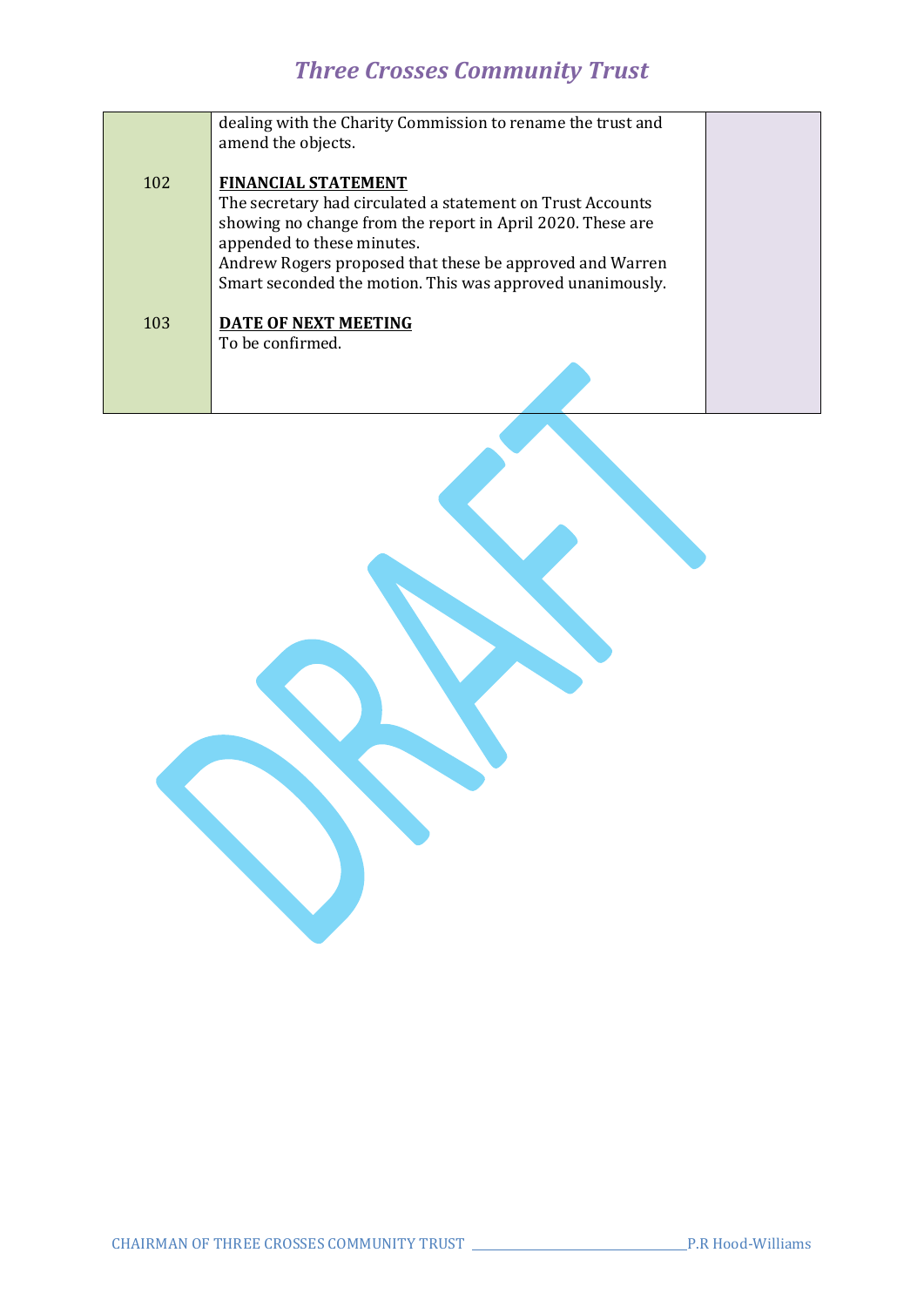| | | |
|---|---|---|
| | dealing with the Charity Commission to rename the trust and amend the objects. | |
| 102 | **FINANCIAL STATEMENT**<br>The secretary had circulated a statement on Trust Accounts showing no change from the report in April 2020. These are appended to these minutes.<br>Andrew Rogers proposed that these be approved and Warren Smart seconded the motion. This was approved unanimously. | |
| 103 | **DATE OF NEXT MEETING**<br>To be confirmed. | |

DRAFT

CHAIRMAN OF THREE CROSSES COMMUNITY TRUST ______________________ P.R Hood-Williams